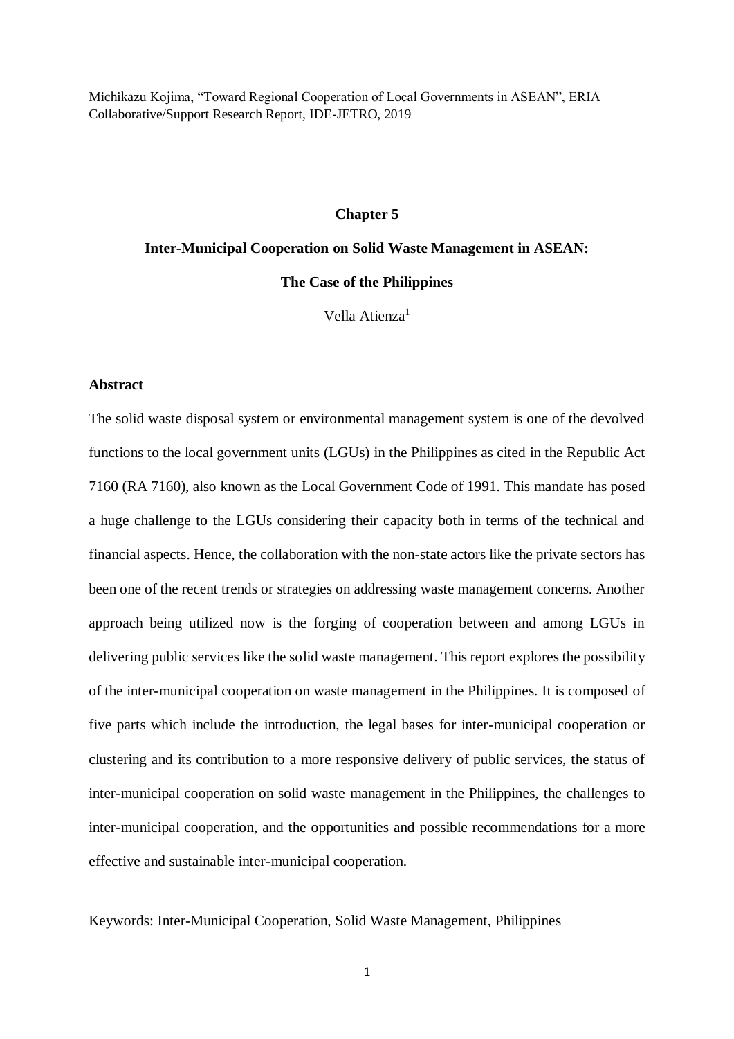Michikazu Kojima, "Toward Regional Cooperation of Local Governments in ASEAN", ERIA Collaborative/Support Research Report, IDE-JETRO, 2019

**Chapter 5**

# Inter-Municipal Cooperation on Solid Waste Management in ASEAN: The Case of the Philippines

Vella Atienza[1]

## Abstract

The solid waste disposal system or environmental management system is one of the devolved functions to the local government units (LGUs) in the Philippines as cited in the Republic Act 7160 (RA 7160), also known as the Local Government Code of 1991. This mandate has posed a huge challenge to the LGUs considering their capacity both in terms of the technical and financial aspects. Hence, the collaboration with the non-state actors like the private sectors has been one of the recent trends or strategies on addressing waste management concerns. Another approach being utilized now is the forging of cooperation between and among LGUs in delivering public services like the solid waste management. This report explores the possibility of the inter-municipal cooperation on waste management in the Philippines. It is composed of five parts which include the introduction, the legal bases for inter-municipal cooperation or clustering and its contribution to a more responsive delivery of public services, the status of inter-municipal cooperation on solid waste management in the Philippines, the challenges to inter-municipal cooperation, and the opportunities and possible recommendations for a more effective and sustainable inter-municipal cooperation.

Keywords: Inter-Municipal Cooperation, Solid Waste Management, Philippines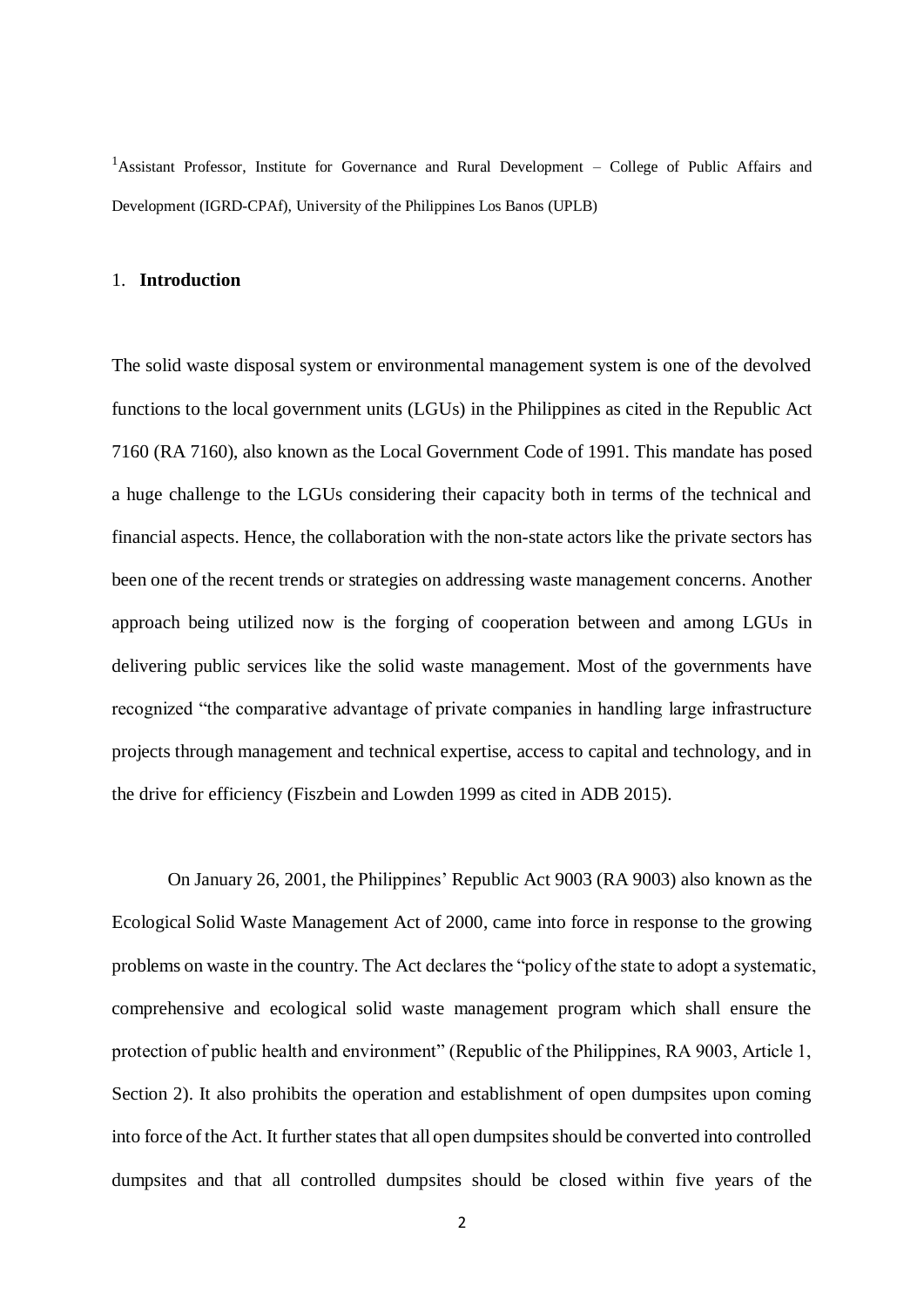[1]Assistant Professor, Institute for Governance and Rural Development – College of Public Affairs and Development (IGRD-CPAf), University of the Philippines Los Banos (UPLB)

## 1. **Introduction**

The solid waste disposal system or environmental management system is one of the devolved functions to the local government units (LGUs) in the Philippines as cited in the Republic Act 7160 (RA 7160), also known as the Local Government Code of 1991. This mandate has posed a huge challenge to the LGUs considering their capacity both in terms of the technical and financial aspects. Hence, the collaboration with the non-state actors like the private sectors has been one of the recent trends or strategies on addressing waste management concerns. Another approach being utilized now is the forging of cooperation between and among LGUs in delivering public services like the solid waste management. Most of the governments have recognized "the comparative advantage of private companies in handling large infrastructure projects through management and technical expertise, access to capital and technology, and in the drive for efficiency (Fiszbein and Lowden 1999 as cited in ADB 2015).

On January 26, 2001, the Philippines' Republic Act 9003 (RA 9003) also known as the Ecological Solid Waste Management Act of 2000, came into force in response to the growing problems on waste in the country. The Act declares the "policy of the state to adopt a systematic, comprehensive and ecological solid waste management program which shall ensure the protection of public health and environment" (Republic of the Philippines, RA 9003, Article 1, Section 2). It also prohibits the operation and establishment of open dumpsites upon coming into force of the Act. It further states that all open dumpsites should be converted into controlled dumpsites and that all controlled dumpsites should be closed within five years of the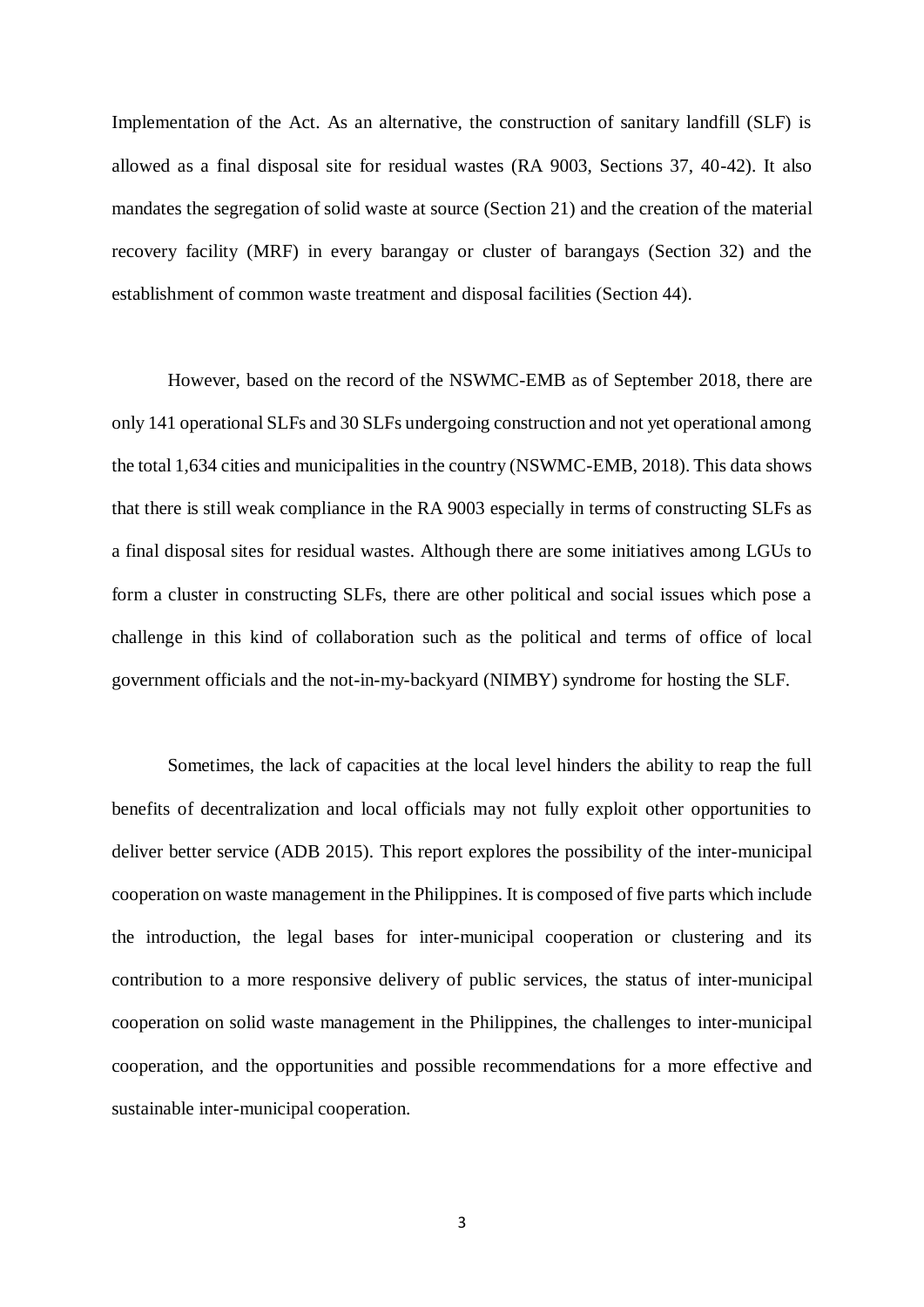Implementation of the Act. As an alternative, the construction of sanitary landfill (SLF) is allowed as a final disposal site for residual wastes (RA 9003, Sections 37, 40-42). It also mandates the segregation of solid waste at source (Section 21) and the creation of the material recovery facility (MRF) in every barangay or cluster of barangays (Section 32) and the establishment of common waste treatment and disposal facilities (Section 44).

However, based on the record of the NSWMC-EMB as of September 2018, there are only 141 operational SLFs and 30 SLFs undergoing construction and not yet operational among the total 1,634 cities and municipalities in the country (NSWMC-EMB, 2018). This data shows that there is still weak compliance in the RA 9003 especially in terms of constructing SLFs as a final disposal sites for residual wastes. Although there are some initiatives among LGUs to form a cluster in constructing SLFs, there are other political and social issues which pose a challenge in this kind of collaboration such as the political and terms of office of local government officials and the not-in-my-backyard (NIMBY) syndrome for hosting the SLF.

Sometimes, the lack of capacities at the local level hinders the ability to reap the full benefits of decentralization and local officials may not fully exploit other opportunities to deliver better service (ADB 2015). This report explores the possibility of the inter-municipal cooperation on waste management in the Philippines. It is composed of five parts which include the introduction, the legal bases for inter-municipal cooperation or clustering and its contribution to a more responsive delivery of public services, the status of inter-municipal cooperation on solid waste management in the Philippines, the challenges to inter-municipal cooperation, and the opportunities and possible recommendations for a more effective and sustainable inter-municipal cooperation.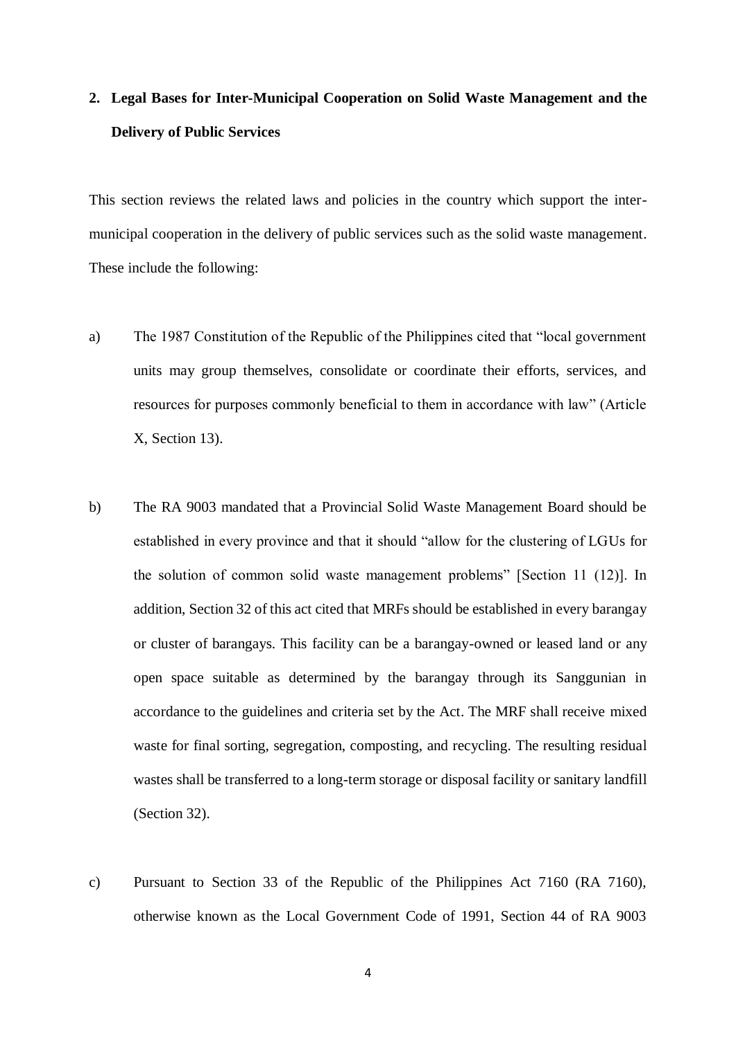## 2. Legal Bases for Inter-Municipal Cooperation on Solid Waste Management and the Delivery of Public Services

This section reviews the related laws and policies in the country which support the inter-municipal cooperation in the delivery of public services such as the solid waste management. These include the following:

a) The 1987 Constitution of the Republic of the Philippines cited that "local government units may group themselves, consolidate or coordinate their efforts, services, and resources for purposes commonly beneficial to them in accordance with law" (Article X, Section 13).

b) The RA 9003 mandated that a Provincial Solid Waste Management Board should be established in every province and that it should "allow for the clustering of LGUs for the solution of common solid waste management problems" [Section 11 (12)]. In addition, Section 32 of this act cited that MRFs should be established in every barangay or cluster of barangays. This facility can be a barangay-owned or leased land or any open space suitable as determined by the barangay through its Sanggunian in accordance to the guidelines and criteria set by the Act. The MRF shall receive mixed waste for final sorting, segregation, composting, and recycling. The resulting residual wastes shall be transferred to a long-term storage or disposal facility or sanitary landfill (Section 32).

c) Pursuant to Section 33 of the Republic of the Philippines Act 7160 (RA 7160), otherwise known as the Local Government Code of 1991, Section 44 of RA 9003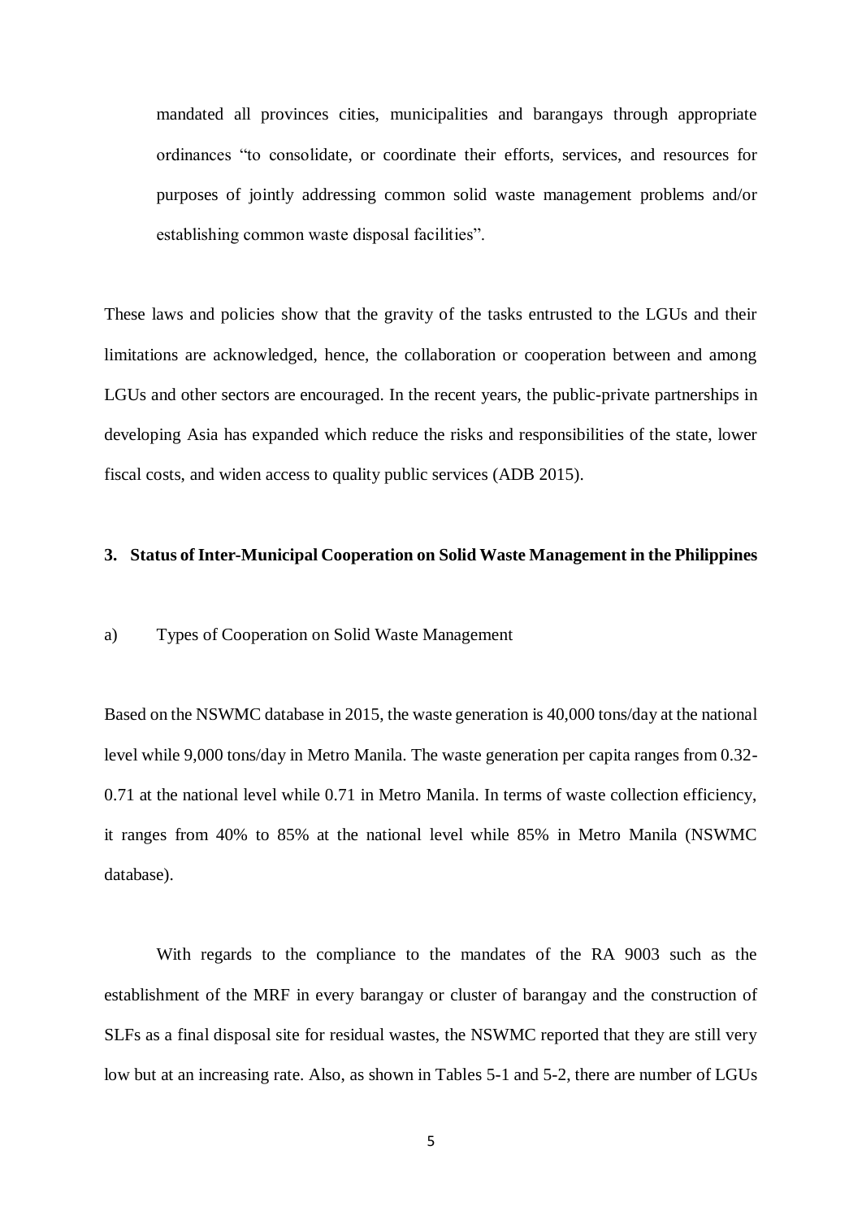mandated all provinces cities, municipalities and barangays through appropriate ordinances "to consolidate, or coordinate their efforts, services, and resources for purposes of jointly addressing common solid waste management problems and/or establishing common waste disposal facilities".

These laws and policies show that the gravity of the tasks entrusted to the LGUs and their limitations are acknowledged, hence, the collaboration or cooperation between and among LGUs and other sectors are encouraged. In the recent years, the public-private partnerships in developing Asia has expanded which reduce the risks and responsibilities of the state, lower fiscal costs, and widen access to quality public services (ADB 2015).

## 3. Status of Inter-Municipal Cooperation on Solid Waste Management in the Philippines

### a) Types of Cooperation on Solid Waste Management

Based on the NSWMC database in 2015, the waste generation is 40,000 tons/day at the national level while 9,000 tons/day in Metro Manila. The waste generation per capita ranges from 0.32-0.71 at the national level while 0.71 in Metro Manila. In terms of waste collection efficiency, it ranges from 40% to 85% at the national level while 85% in Metro Manila (NSWMC database).

With regards to the compliance to the mandates of the RA 9003 such as the establishment of the MRF in every barangay or cluster of barangay and the construction of SLFs as a final disposal site for residual wastes, the NSWMC reported that they are still very low but at an increasing rate. Also, as shown in Tables 5-1 and 5-2, there are number of LGUs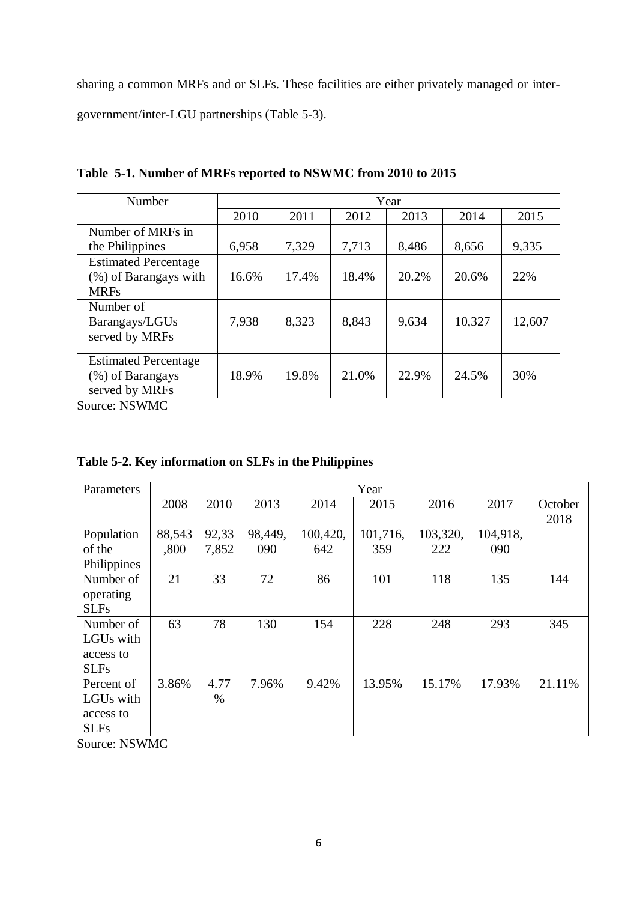sharing a common MRFs and or SLFs. These facilities are either privately managed or inter-government/inter-LGU partnerships (Table 5-3).

**Table 5-1. Number of MRFs reported to NSWMC from 2010 to 2015**

| Number | Year | | | | | |
|---|---|---|---|---|---|---|
| | 2010 | 2011 | 2012 | 2013 | 2014 | 2015 |
| Number of MRFs in the Philippines | 6,958 | 7,329 | 7,713 | 8,486 | 8,656 | 9,335 |
| Estimated Percentage (%) of Barangays with MRFs | 16.6% | 17.4% | 18.4% | 20.2% | 20.6% | 22% |
| Number of Barangays/LGUs served by MRFs | 7,938 | 8,323 | 8,843 | 9,634 | 10,327 | 12,607 |
| Estimated Percentage (%) of Barangays served by MRFs | 18.9% | 19.8% | 21.0% | 22.9% | 24.5% | 30% |

Source: NSWMC

**Table 5-2. Key information on SLFs in the Philippines**

| Parameters | Year | | | | | | | |
|---|---|---|---|---|---|---|---|---|
| | 2008 | 2010 | 2013 | 2014 | 2015 | 2016 | 2017 | October 2018 |
| Population of the Philippines | 88,543,800 | 92,337,852 | 98,449,090 | 100,420,642 | 101,716,359 | 103,320,222 | 104,918,090 | |
| Number of operating SLFs | 21 | 33 | 72 | 86 | 101 | 118 | 135 | 144 |
| Number of LGUs with access to SLFs | 63 | 78 | 130 | 154 | 228 | 248 | 293 | 345 |
| Percent of LGUs with access to SLFs | 3.86% | 4.77% | 7.96% | 9.42% | 13.95% | 15.17% | 17.93% | 21.11% |

Source: NSWMC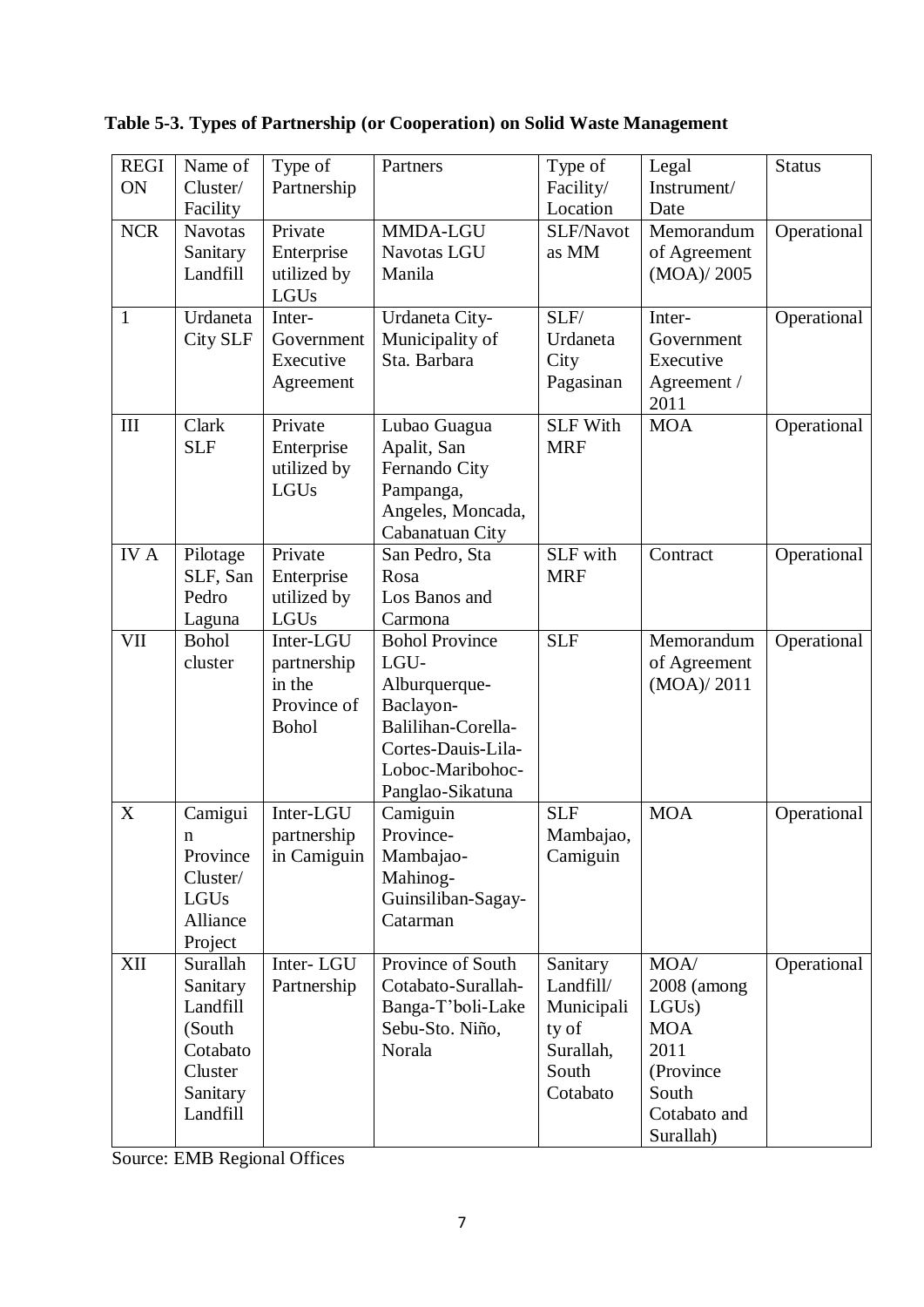**Table 5-3. Types of Partnership (or Cooperation) on Solid Waste Management**

| REGION | Name of Cluster/ Facility | Type of Partnership | Partners | Type of Facility/ Location | Legal Instrument/ Date | Status |
|---|---|---|---|---|---|---|
| NCR | Navotas Sanitary Landfill | Private Enterprise utilized by LGUs | MMDA-LGU Navotas LGU Manila | SLF/Navotas MM | Memorandum of Agreement (MOA)/ 2005 | Operational |
| 1 | Urdaneta City SLF | Inter-Government Executive Agreement | Urdaneta City-Municipality of Sta. Barbara | SLF/ Urdaneta City Pagasinan | Inter-Government Executive Agreement / 2011 | Operational |
| III | Clark SLF | Private Enterprise utilized by LGUs | Lubao Guagua Apalit, San Fernando City Pampanga, Angeles, Moncada, Cabanatuan City | SLF With MRF | MOA | Operational |
| IV A | Pilotage SLF, San Pedro Laguna | Private Enterprise utilized by LGUs | San Pedro, Sta Rosa Los Banos and Carmona | SLF with MRF | Contract | Operational |
| VII | Bohol cluster | Inter-LGU partnership in the Province of Bohol | Bohol Province LGU-Alburquerque-Baclayon-Balilihan-Corella-Cortes-Dauis-Lila-Loboc-Maribohoc-Panglao-Sikatuna | SLF | Memorandum of Agreement (MOA)/ 2011 | Operational |
| X | Camiguin Province Cluster/ LGUs Alliance Project | Inter-LGU partnership in Camiguin | Camiguin Province-Mambajao-Mahinog-Guinsiliban-Sagay-Catarman | SLF Mambajao, Camiguin | MOA | Operational |
| XII | Surallah Sanitary Landfill (South Cotabato Cluster Sanitary Landfill | Inter- LGU Partnership | Province of South Cotabato-Surallah-Banga-T'boli-Lake Sebu-Sto. Niño, Norala | Sanitary Landfill/ Municipality of Surallah, South Cotabato | MOA/ 2008 (among LGUs) MOA 2011 (Province South Cotabato and Surallah) | Operational |

Source: EMB Regional Offices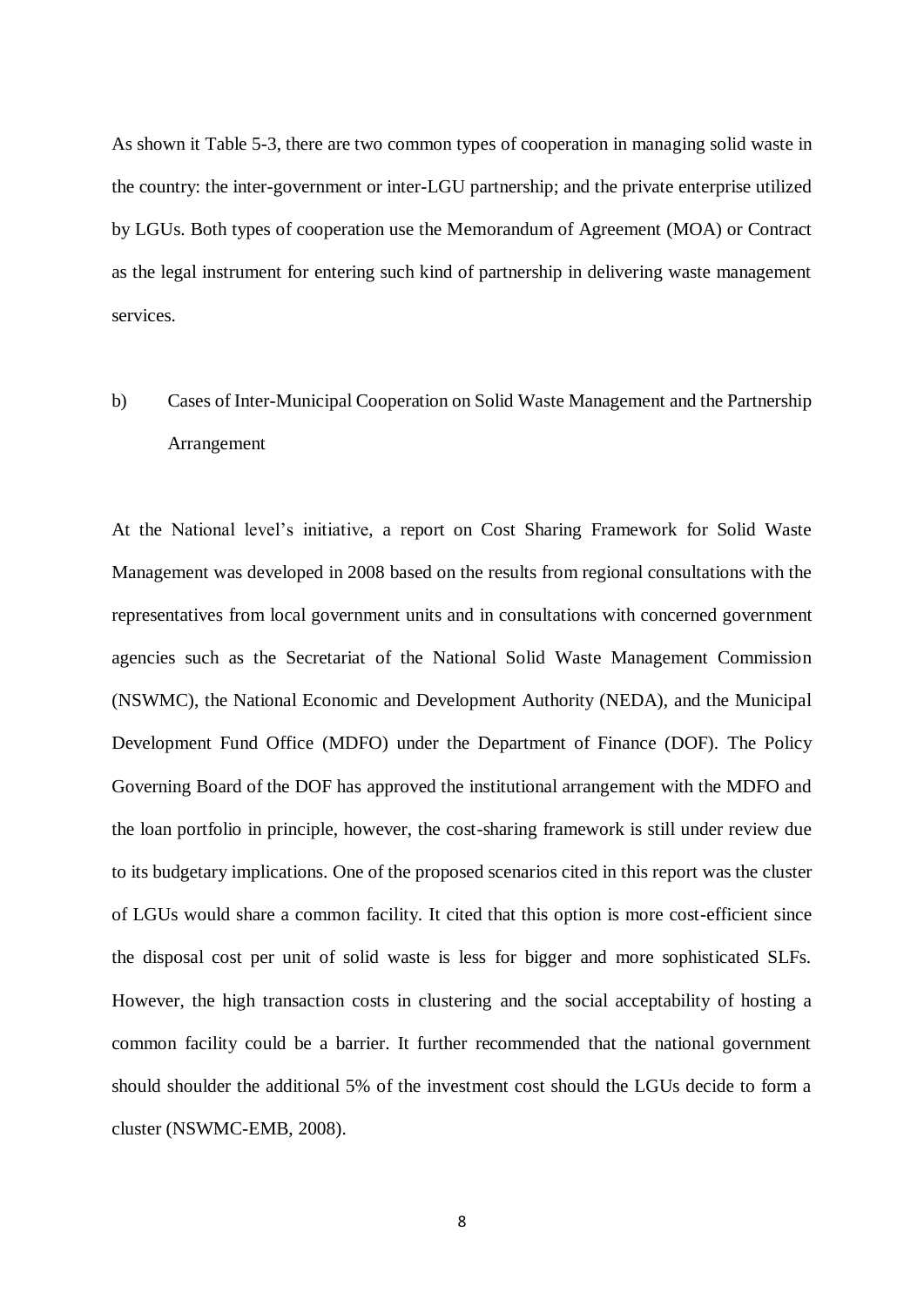As shown it Table 5-3, there are two common types of cooperation in managing solid waste in the country: the inter-government or inter-LGU partnership; and the private enterprise utilized by LGUs. Both types of cooperation use the Memorandum of Agreement (MOA) or Contract as the legal instrument for entering such kind of partnership in delivering waste management services.

b) Cases of Inter-Municipal Cooperation on Solid Waste Management and the Partnership Arrangement

At the National level's initiative, a report on Cost Sharing Framework for Solid Waste Management was developed in 2008 based on the results from regional consultations with the representatives from local government units and in consultations with concerned government agencies such as the Secretariat of the National Solid Waste Management Commission (NSWMC), the National Economic and Development Authority (NEDA), and the Municipal Development Fund Office (MDFO) under the Department of Finance (DOF). The Policy Governing Board of the DOF has approved the institutional arrangement with the MDFO and the loan portfolio in principle, however, the cost-sharing framework is still under review due to its budgetary implications. One of the proposed scenarios cited in this report was the cluster of LGUs would share a common facility. It cited that this option is more cost-efficient since the disposal cost per unit of solid waste is less for bigger and more sophisticated SLFs. However, the high transaction costs in clustering and the social acceptability of hosting a common facility could be a barrier. It further recommended that the national government should shoulder the additional 5% of the investment cost should the LGUs decide to form a cluster (NSWMC-EMB, 2008).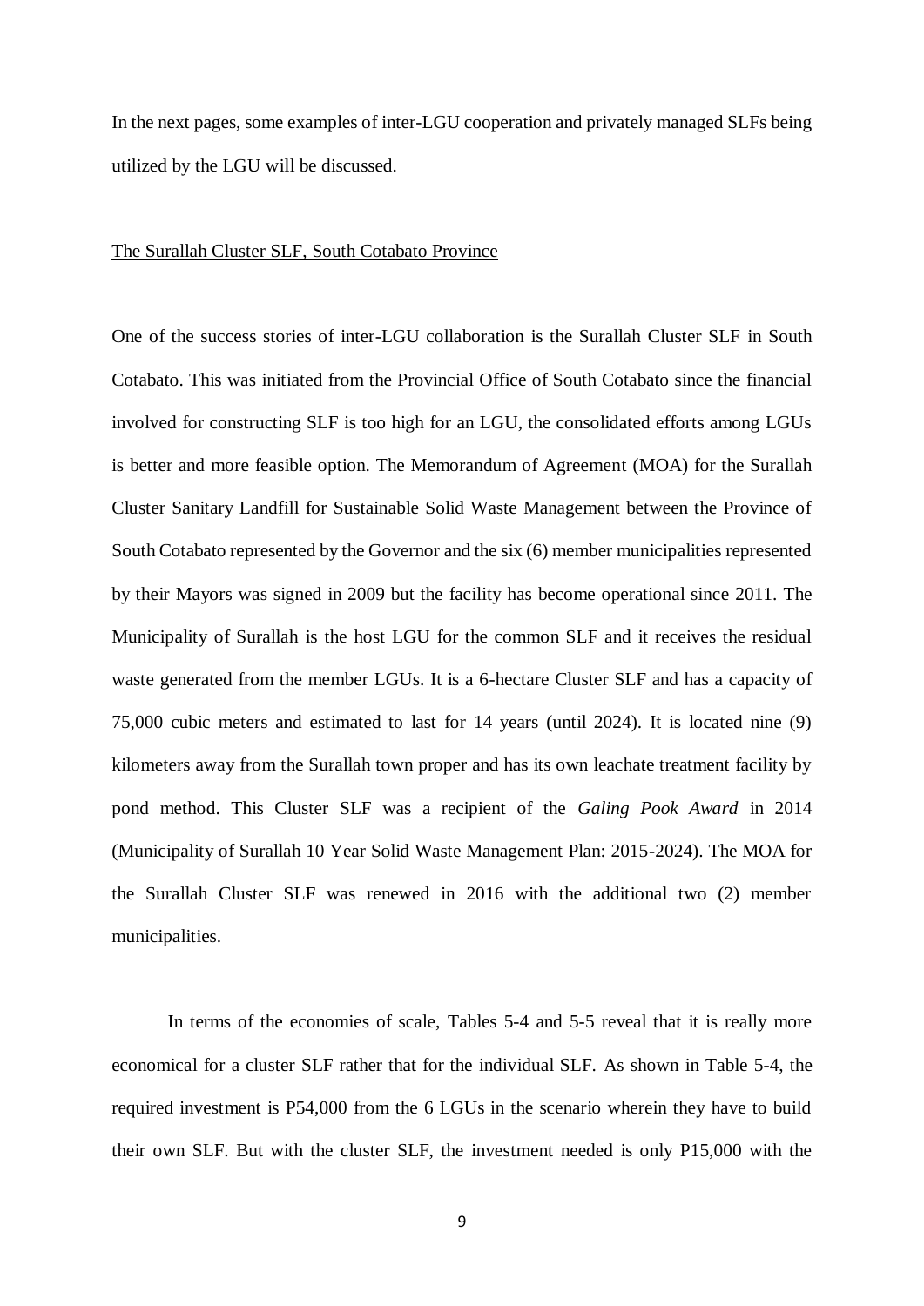In the next pages, some examples of inter-LGU cooperation and privately managed SLFs being utilized by the LGU will be discussed.

<u>The Surallah Cluster SLF, South Cotabato Province</u>

One of the success stories of inter-LGU collaboration is the Surallah Cluster SLF in South Cotabato. This was initiated from the Provincial Office of South Cotabato since the financial involved for constructing SLF is too high for an LGU, the consolidated efforts among LGUs is better and more feasible option. The Memorandum of Agreement (MOA) for the Surallah Cluster Sanitary Landfill for Sustainable Solid Waste Management between the Province of South Cotabato represented by the Governor and the six (6) member municipalities represented by their Mayors was signed in 2009 but the facility has become operational since 2011. The Municipality of Surallah is the host LGU for the common SLF and it receives the residual waste generated from the member LGUs. It is a 6-hectare Cluster SLF and has a capacity of 75,000 cubic meters and estimated to last for 14 years (until 2024). It is located nine (9) kilometers away from the Surallah town proper and has its own leachate treatment facility by pond method. This Cluster SLF was a recipient of the *Galing Pook Award* in 2014 (Municipality of Surallah 10 Year Solid Waste Management Plan: 2015-2024). The MOA for the Surallah Cluster SLF was renewed in 2016 with the additional two (2) member municipalities.

In terms of the economies of scale, Tables 5-4 and 5-5 reveal that it is really more economical for a cluster SLF rather that for the individual SLF. As shown in Table 5-4, the required investment is P54,000 from the 6 LGUs in the scenario wherein they have to build their own SLF. But with the cluster SLF, the investment needed is only P15,000 with the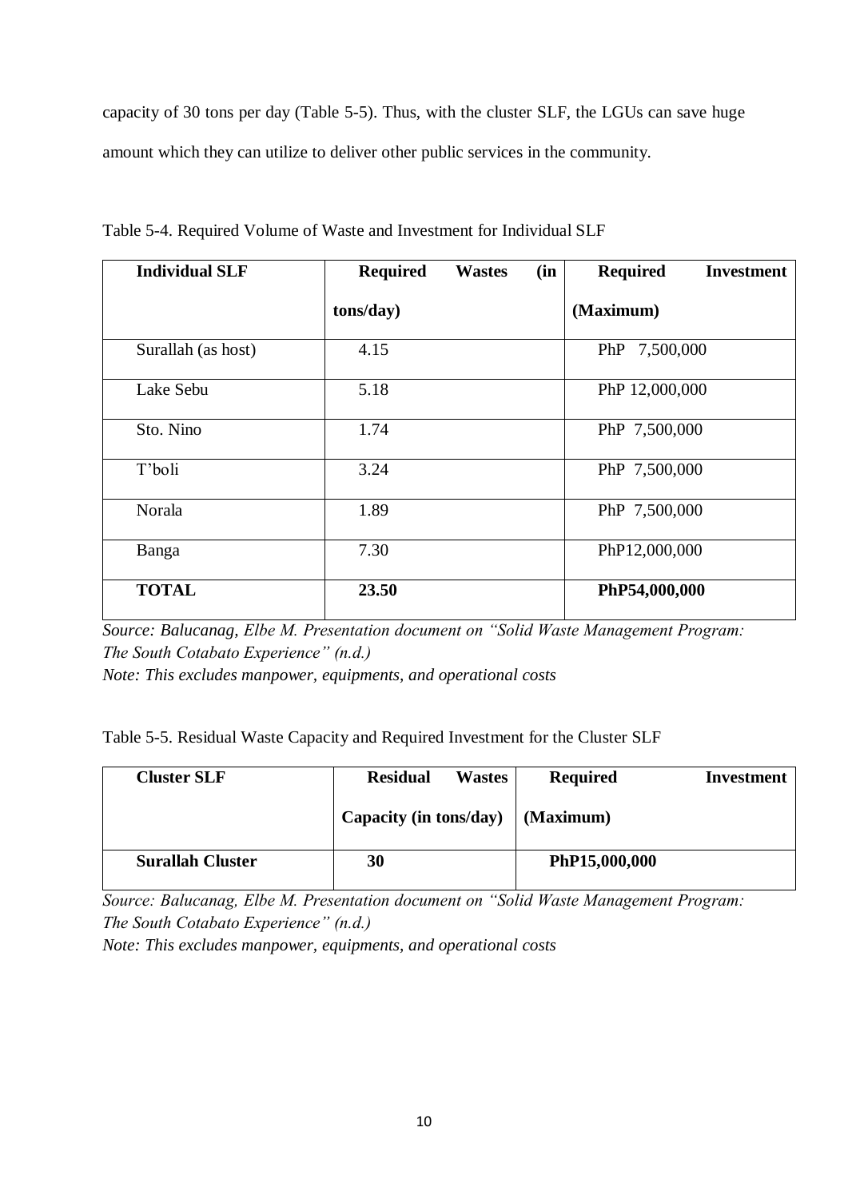capacity of 30 tons per day (Table 5-5). Thus, with the cluster SLF, the LGUs can save huge amount which they can utilize to deliver other public services in the community.

Table 5-4. Required Volume of Waste and Investment for Individual SLF

| **Individual SLF** | **Required Wastes (in tons/day)** | **Required Investment (Maximum)** |
|---|---|---|
| Surallah (as host) | 4.15 | PhP 7,500,000 |
| Lake Sebu | 5.18 | PhP 12,000,000 |
| Sto. Nino | 1.74 | PhP 7,500,000 |
| T'boli | 3.24 | PhP 7,500,000 |
| Norala | 1.89 | PhP 7,500,000 |
| Banga | 7.30 | PhP12,000,000 |
| **TOTAL** | **23.50** | **PhP54,000,000** |

*Source: Balucanag, Elbe M. Presentation document on "Solid Waste Management Program: The South Cotabato Experience" (n.d.)*

*Note: This excludes manpower, equipments, and operational costs*

Table 5-5. Residual Waste Capacity and Required Investment for the Cluster SLF

| **Cluster SLF** | **Residual Wastes Capacity (in tons/day)** | **Required Investment (Maximum)** |
|---|---|---|
| **Surallah Cluster** | **30** | **PhP15,000,000** |

*Source: Balucanag, Elbe M. Presentation document on "Solid Waste Management Program: The South Cotabato Experience" (n.d.)*

*Note: This excludes manpower, equipments, and operational costs*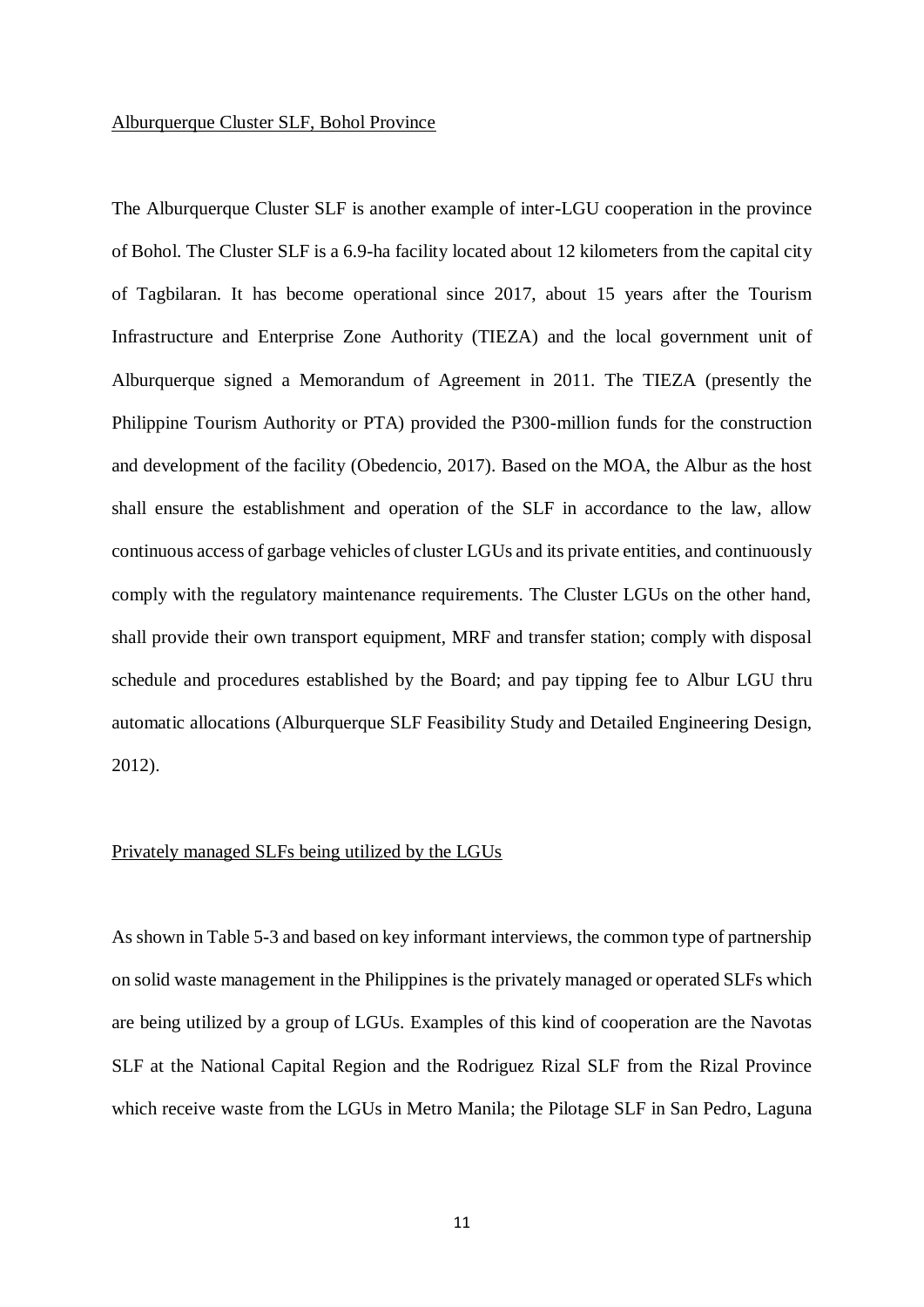Alburquerque Cluster SLF, Bohol Province

The Alburquerque Cluster SLF is another example of inter-LGU cooperation in the province of Bohol. The Cluster SLF is a 6.9-ha facility located about 12 kilometers from the capital city of Tagbilaran. It has become operational since 2017, about 15 years after the Tourism Infrastructure and Enterprise Zone Authority (TIEZA) and the local government unit of Alburquerque signed a Memorandum of Agreement in 2011. The TIEZA (presently the Philippine Tourism Authority or PTA) provided the P300-million funds for the construction and development of the facility (Obedencio, 2017). Based on the MOA, the Albur as the host shall ensure the establishment and operation of the SLF in accordance to the law, allow continuous access of garbage vehicles of cluster LGUs and its private entities, and continuously comply with the regulatory maintenance requirements. The Cluster LGUs on the other hand, shall provide their own transport equipment, MRF and transfer station; comply with disposal schedule and procedures established by the Board; and pay tipping fee to Albur LGU thru automatic allocations (Alburquerque SLF Feasibility Study and Detailed Engineering Design, 2012).

Privately managed SLFs being utilized by the LGUs

As shown in Table 5-3 and based on key informant interviews, the common type of partnership on solid waste management in the Philippines is the privately managed or operated SLFs which are being utilized by a group of LGUs. Examples of this kind of cooperation are the Navotas SLF at the National Capital Region and the Rodriguez Rizal SLF from the Rizal Province which receive waste from the LGUs in Metro Manila; the Pilotage SLF in San Pedro, Laguna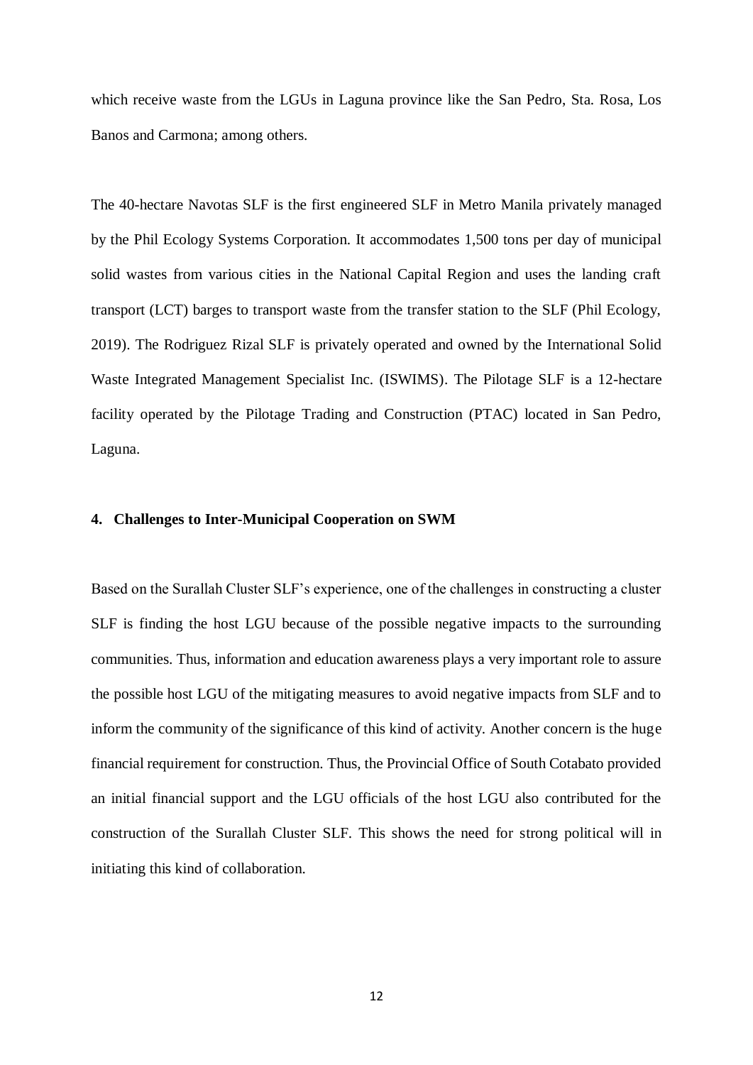which receive waste from the LGUs in Laguna province like the San Pedro, Sta. Rosa, Los Banos and Carmona; among others.

The 40-hectare Navotas SLF is the first engineered SLF in Metro Manila privately managed by the Phil Ecology Systems Corporation. It accommodates 1,500 tons per day of municipal solid wastes from various cities in the National Capital Region and uses the landing craft transport (LCT) barges to transport waste from the transfer station to the SLF (Phil Ecology, 2019). The Rodriguez Rizal SLF is privately operated and owned by the International Solid Waste Integrated Management Specialist Inc. (ISWIMS). The Pilotage SLF is a 12-hectare facility operated by the Pilotage Trading and Construction (PTAC) located in San Pedro, Laguna.

## 4. Challenges to Inter-Municipal Cooperation on SWM

Based on the Surallah Cluster SLF's experience, one of the challenges in constructing a cluster SLF is finding the host LGU because of the possible negative impacts to the surrounding communities. Thus, information and education awareness plays a very important role to assure the possible host LGU of the mitigating measures to avoid negative impacts from SLF and to inform the community of the significance of this kind of activity. Another concern is the huge financial requirement for construction. Thus, the Provincial Office of South Cotabato provided an initial financial support and the LGU officials of the host LGU also contributed for the construction of the Surallah Cluster SLF. This shows the need for strong political will in initiating this kind of collaboration.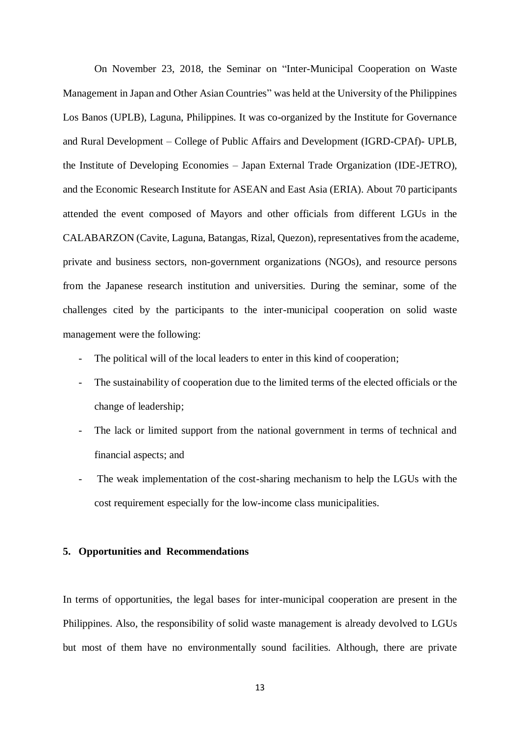On November 23, 2018, the Seminar on "Inter-Municipal Cooperation on Waste Management in Japan and Other Asian Countries" was held at the University of the Philippines Los Banos (UPLB), Laguna, Philippines. It was co-organized by the Institute for Governance and Rural Development – College of Public Affairs and Development (IGRD-CPAf)- UPLB, the Institute of Developing Economies – Japan External Trade Organization (IDE-JETRO), and the Economic Research Institute for ASEAN and East Asia (ERIA). About 70 participants attended the event composed of Mayors and other officials from different LGUs in the CALABARZON (Cavite, Laguna, Batangas, Rizal, Quezon), representatives from the academe, private and business sectors, non-government organizations (NGOs), and resource persons from the Japanese research institution and universities. During the seminar, some of the challenges cited by the participants to the inter-municipal cooperation on solid waste management were the following:

- The political will of the local leaders to enter in this kind of cooperation;
- The sustainability of cooperation due to the limited terms of the elected officials or the change of leadership;
- The lack or limited support from the national government in terms of technical and financial aspects; and
- The weak implementation of the cost-sharing mechanism to help the LGUs with the cost requirement especially for the low-income class municipalities.

## 5. Opportunities and Recommendations

In terms of opportunities, the legal bases for inter-municipal cooperation are present in the Philippines. Also, the responsibility of solid waste management is already devolved to LGUs but most of them have no environmentally sound facilities. Although, there are private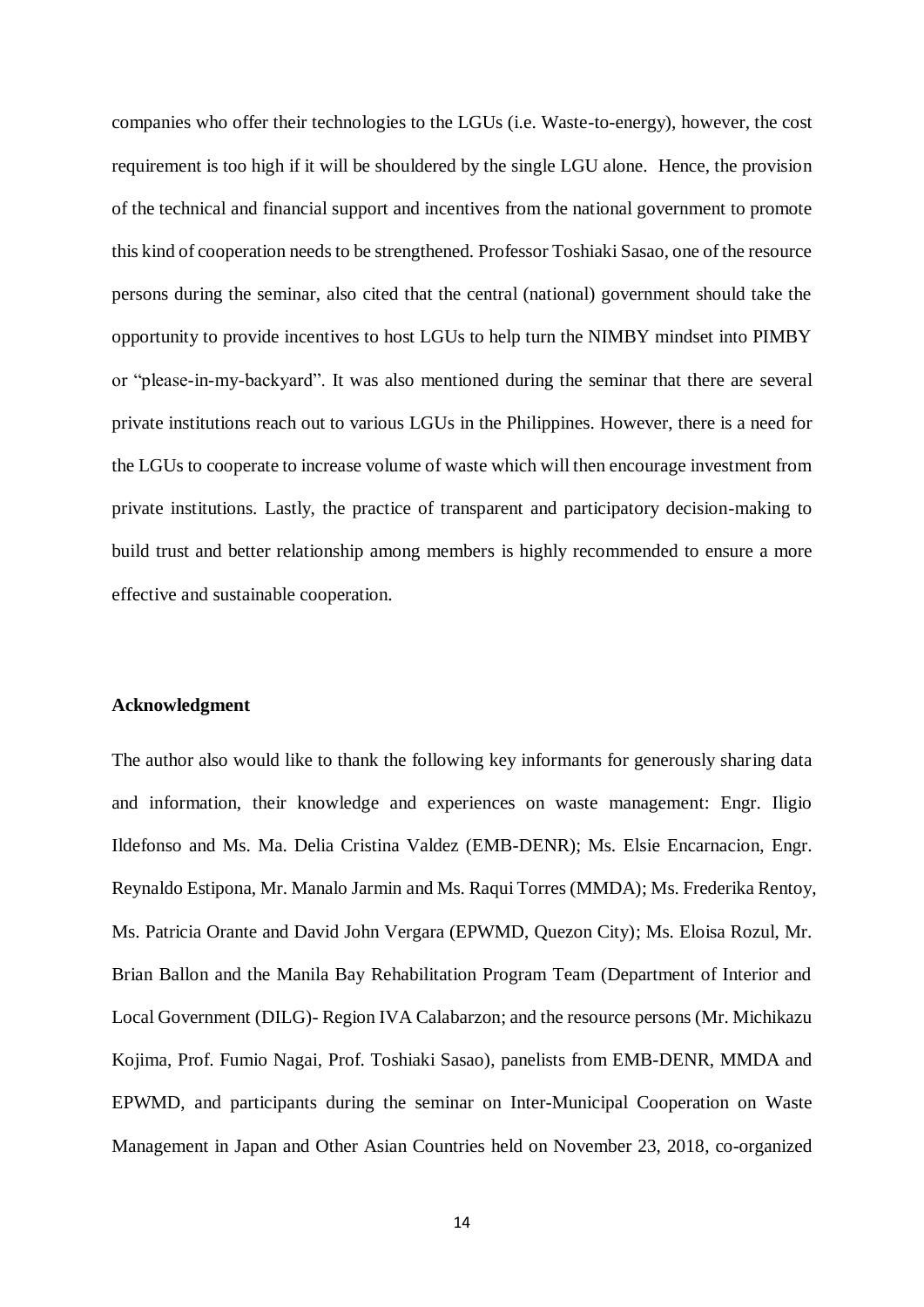companies who offer their technologies to the LGUs (i.e. Waste-to-energy), however, the cost requirement is too high if it will be shouldered by the single LGU alone. Hence, the provision of the technical and financial support and incentives from the national government to promote this kind of cooperation needs to be strengthened. Professor Toshiaki Sasao, one of the resource persons during the seminar, also cited that the central (national) government should take the opportunity to provide incentives to host LGUs to help turn the NIMBY mindset into PIMBY or "please-in-my-backyard". It was also mentioned during the seminar that there are several private institutions reach out to various LGUs in the Philippines. However, there is a need for the LGUs to cooperate to increase volume of waste which will then encourage investment from private institutions. Lastly, the practice of transparent and participatory decision-making to build trust and better relationship among members is highly recommended to ensure a more effective and sustainable cooperation.

**Acknowledgment**

The author also would like to thank the following key informants for generously sharing data and information, their knowledge and experiences on waste management: Engr. Iligio Ildefonso and Ms. Ma. Delia Cristina Valdez (EMB-DENR); Ms. Elsie Encarnacion, Engr. Reynaldo Estipona, Mr. Manalo Jarmin and Ms. Raqui Torres (MMDA); Ms. Frederika Rentoy, Ms. Patricia Orante and David John Vergara (EPWMD, Quezon City); Ms. Eloisa Rozul, Mr. Brian Ballon and the Manila Bay Rehabilitation Program Team (Department of Interior and Local Government (DILG)- Region IVA Calabarzon; and the resource persons (Mr. Michikazu Kojima, Prof. Fumio Nagai, Prof. Toshiaki Sasao), panelists from EMB-DENR, MMDA and EPWMD, and participants during the seminar on Inter-Municipal Cooperation on Waste Management in Japan and Other Asian Countries held on November 23, 2018, co-organized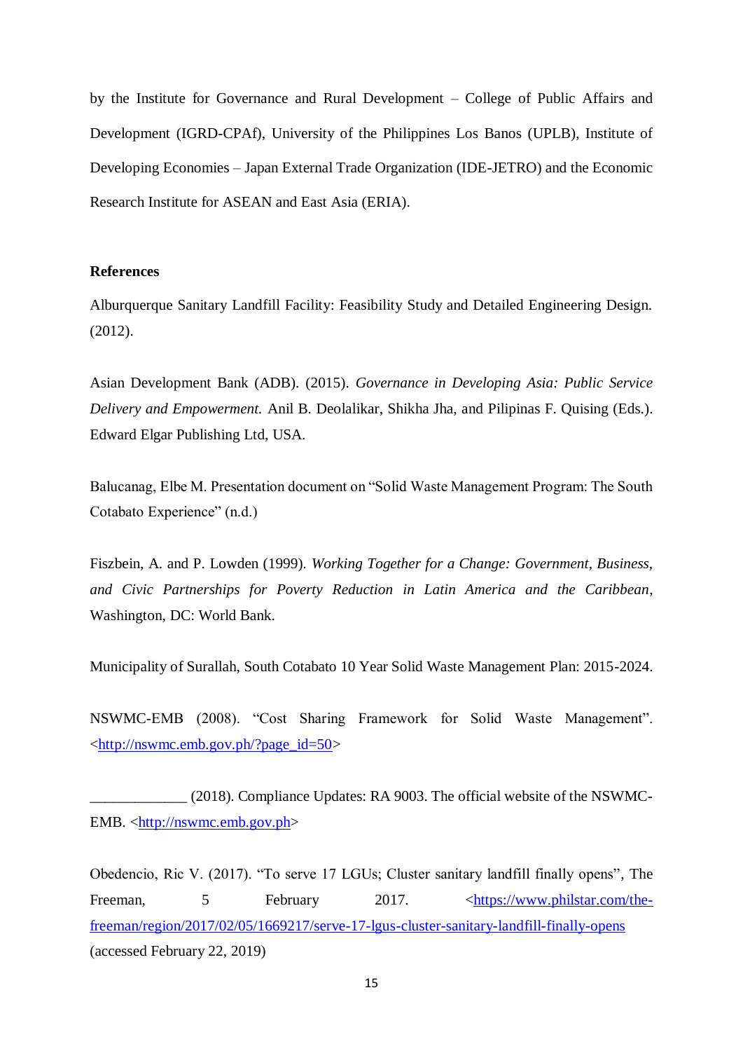by the Institute for Governance and Rural Development – College of Public Affairs and Development (IGRD-CPAf), University of the Philippines Los Banos (UPLB), Institute of Developing Economies – Japan External Trade Organization (IDE-JETRO) and the Economic Research Institute for ASEAN and East Asia (ERIA).

**References**

Alburquerque Sanitary Landfill Facility: Feasibility Study and Detailed Engineering Design. (2012).

Asian Development Bank (ADB). (2015). *Governance in Developing Asia: Public Service Delivery and Empowerment.* Anil B. Deolalikar, Shikha Jha, and Pilipinas F. Quising (Eds.). Edward Elgar Publishing Ltd, USA.

Balucanag, Elbe M. Presentation document on "Solid Waste Management Program: The South Cotabato Experience" (n.d.)

Fiszbein, A. and P. Lowden (1999). *Working Together for a Change: Government, Business, and Civic Partnerships for Poverty Reduction in Latin America and the Caribbean*, Washington, DC: World Bank.

Municipality of Surallah, South Cotabato 10 Year Solid Waste Management Plan: 2015-2024.

NSWMC-EMB (2008). "Cost Sharing Framework for Solid Waste Management". <http://nswmc.emb.gov.ph/?page_id=50>

_____________ (2018). Compliance Updates: RA 9003. The official website of the NSWMC-EMB. <http://nswmc.emb.gov.ph>

Obedencio, Ric V. (2017). "To serve 17 LGUs; Cluster sanitary landfill finally opens", The Freeman, 5 February 2017. <https://www.philstar.com/the-freeman/region/2017/02/05/1669217/serve-17-lgus-cluster-sanitary-landfill-finally-opens (accessed February 22, 2019)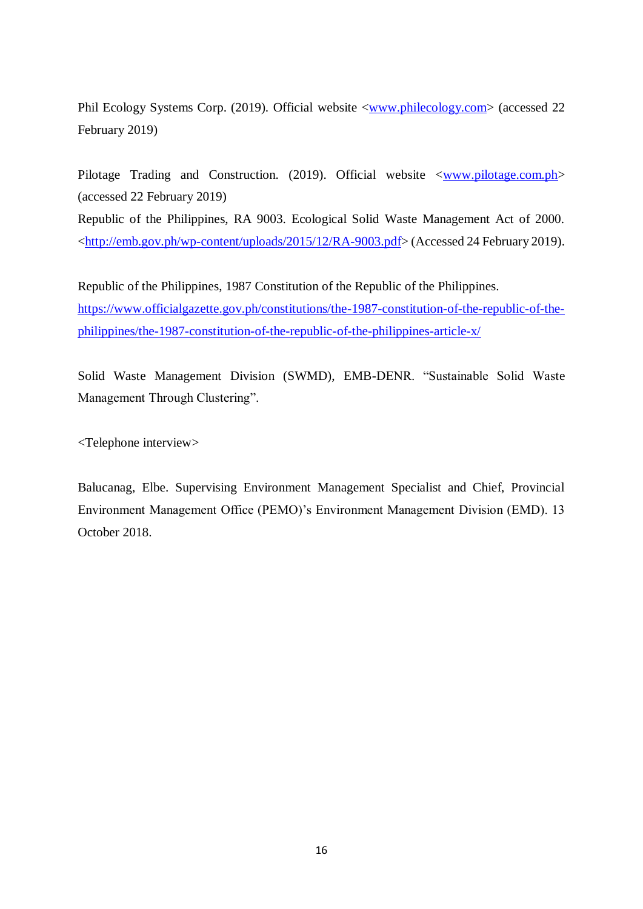Phil Ecology Systems Corp. (2019). Official website <www.philecology.com> (accessed 22 February 2019)

Pilotage Trading and Construction. (2019). Official website <www.pilotage.com.ph> (accessed 22 February 2019)

Republic of the Philippines, RA 9003. Ecological Solid Waste Management Act of 2000. <http://emb.gov.ph/wp-content/uploads/2015/12/RA-9003.pdf> (Accessed 24 February 2019).

Republic of the Philippines, 1987 Constitution of the Republic of the Philippines. https://www.officialgazette.gov.ph/constitutions/the-1987-constitution-of-the-republic-of-the-philippines/the-1987-constitution-of-the-republic-of-the-philippines-article-x/

Solid Waste Management Division (SWMD), EMB-DENR. "Sustainable Solid Waste Management Through Clustering".

<Telephone interview>

Balucanag, Elbe. Supervising Environment Management Specialist and Chief, Provincial Environment Management Office (PEMO)'s Environment Management Division (EMD). 13 October 2018.